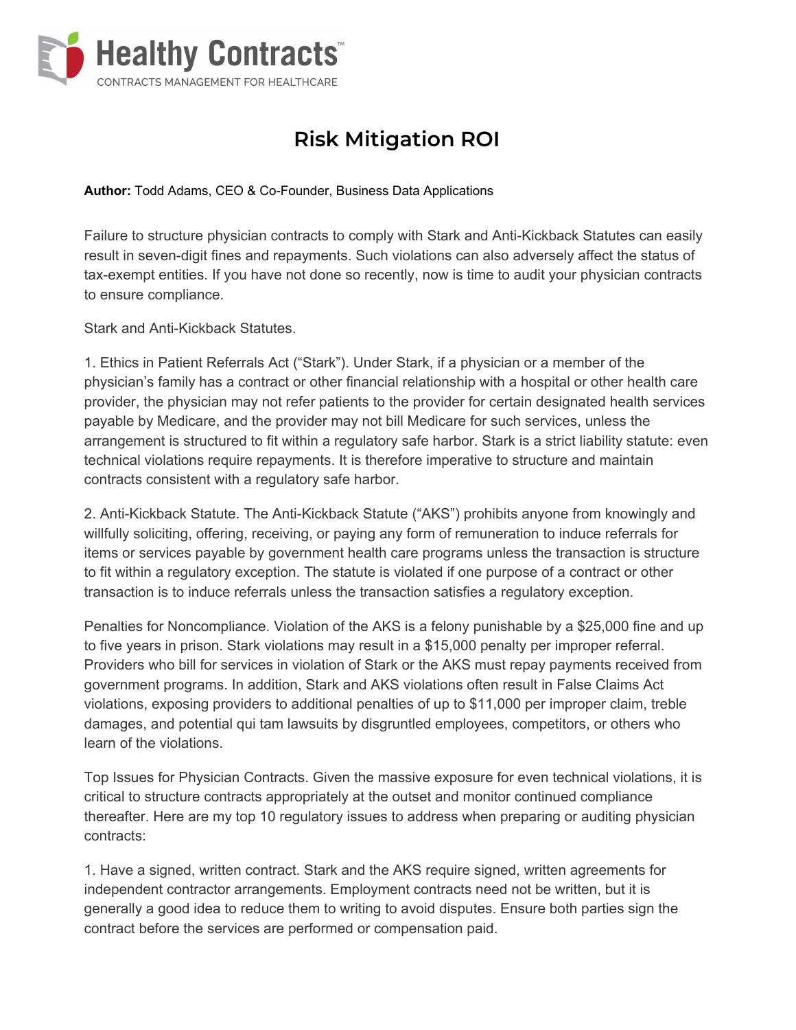Healthy Contracts™

CONTRACTS MANAGEMENT FOR HEALTHCARE

# Risk Mitigation ROI

**Author:** Todd Adams, CEO & Co-Founder, Business Data Applications

Failure to structure physician contracts to comply with Stark and Anti-Kickback Statutes can easily result in seven-digit fines and repayments. Such violations can also adversely affect the status of tax-exempt entities. If you have not done so recently, now is time to audit your physician contracts to ensure compliance.

Stark and Anti-Kickback Statutes.

1. Ethics in Patient Referrals Act ("Stark"). Under Stark, if a physician or a member of the physician's family has a contract or other financial relationship with a hospital or other health care provider, the physician may not refer patients to the provider for certain designated health services payable by Medicare, and the provider may not bill Medicare for such services, unless the arrangement is structured to fit within a regulatory safe harbor. Stark is a strict liability statute: even technical violations require repayments. It is therefore imperative to structure and maintain contracts consistent with a regulatory safe harbor.

2. Anti-Kickback Statute. The Anti-Kickback Statute ("AKS") prohibits anyone from knowingly and willfully soliciting, offering, receiving, or paying any form of remuneration to induce referrals for items or services payable by government health care programs unless the transaction is structure to fit within a regulatory exception. The statute is violated if one purpose of a contract or other transaction is to induce referrals unless the transaction satisfies a regulatory exception.

Penalties for Noncompliance. Violation of the AKS is a felony punishable by a $25,000 fine and up to five years in prison. Stark violations may result in a $15,000 penalty per improper referral. Providers who bill for services in violation of Stark or the AKS must repay payments received from government programs. In addition, Stark and AKS violations often result in False Claims Act violations, exposing providers to additional penalties of up to $11,000 per improper claim, treble damages, and potential qui tam lawsuits by disgruntled employees, competitors, or others who learn of the violations.

Top Issues for Physician Contracts. Given the massive exposure for even technical violations, it is critical to structure contracts appropriately at the outset and monitor continued compliance thereafter. Here are my top 10 regulatory issues to address when preparing or auditing physician contracts:

1. Have a signed, written contract. Stark and the AKS require signed, written agreements for independent contractor arrangements. Employment contracts need not be written, but it is generally a good idea to reduce them to writing to avoid disputes. Ensure both parties sign the contract before the services are performed or compensation paid.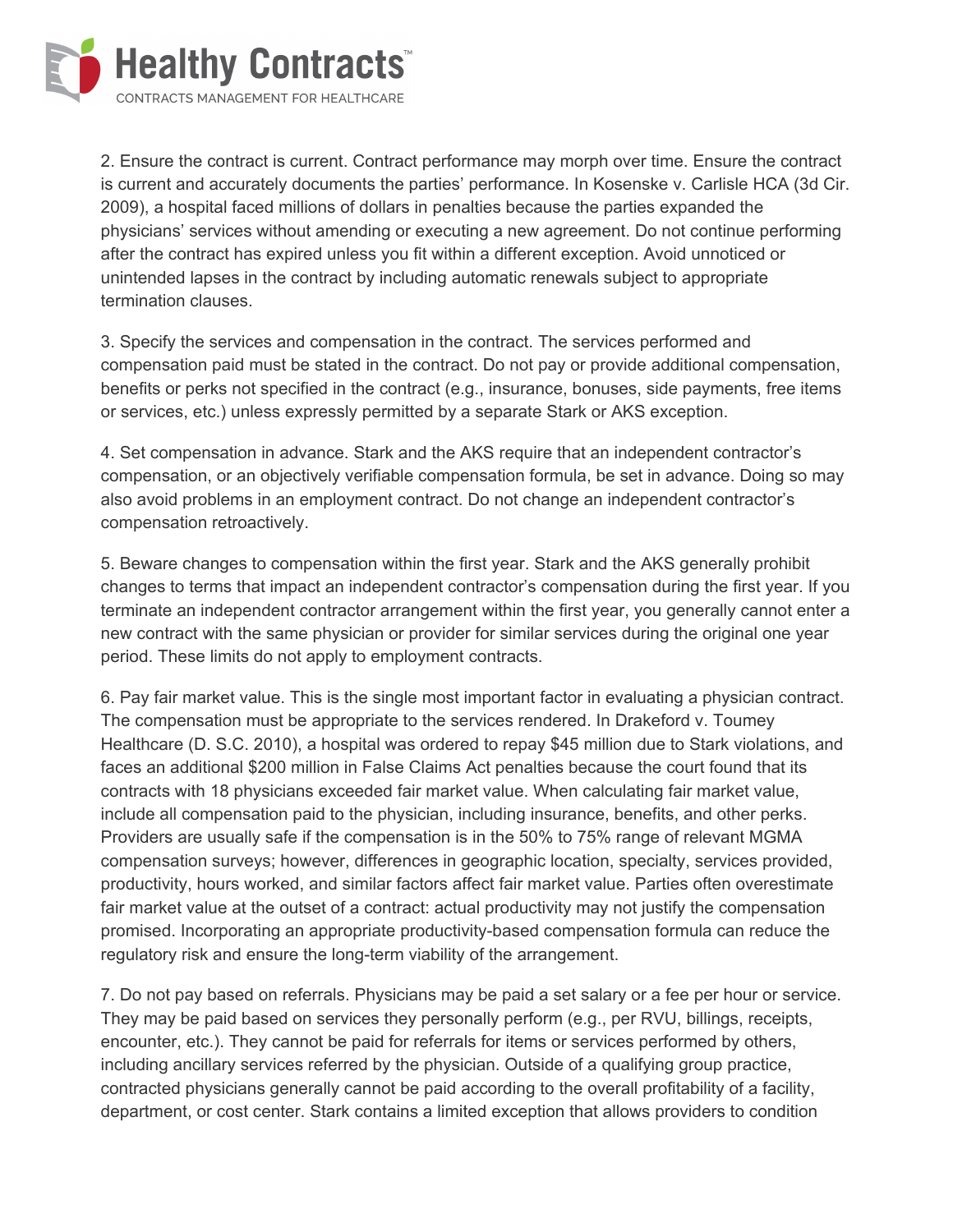2. Ensure the contract is current. Contract performance may morph over time. Ensure the contract is current and accurately documents the parties' performance. In Kosenske v. Carlisle HCA (3d Cir. 2009), a hospital faced millions of dollars in penalties because the parties expanded the physicians' services without amending or executing a new agreement. Do not continue performing after the contract has expired unless you fit within a different exception. Avoid unnoticed or unintended lapses in the contract by including automatic renewals subject to appropriate termination clauses.

3. Specify the services and compensation in the contract. The services performed and compensation paid must be stated in the contract. Do not pay or provide additional compensation, benefits or perks not specified in the contract (e.g., insurance, bonuses, side payments, free items or services, etc.) unless expressly permitted by a separate Stark or AKS exception.

4. Set compensation in advance. Stark and the AKS require that an independent contractor's compensation, or an objectively verifiable compensation formula, be set in advance. Doing so may also avoid problems in an employment contract. Do not change an independent contractor's compensation retroactively.

5. Beware changes to compensation within the first year. Stark and the AKS generally prohibit changes to terms that impact an independent contractor's compensation during the first year. If you terminate an independent contractor arrangement within the first year, you generally cannot enter a new contract with the same physician or provider for similar services during the original one year period. These limits do not apply to employment contracts.

6. Pay fair market value. This is the single most important factor in evaluating a physician contract. The compensation must be appropriate to the services rendered. In Drakeford v. Toumey Healthcare (D. S.C. 2010), a hospital was ordered to repay $45 million due to Stark violations, and faces an additional $200 million in False Claims Act penalties because the court found that its contracts with 18 physicians exceeded fair market value. When calculating fair market value, include all compensation paid to the physician, including insurance, benefits, and other perks. Providers are usually safe if the compensation is in the 50% to 75% range of relevant MGMA compensation surveys; however, differences in geographic location, specialty, services provided, productivity, hours worked, and similar factors affect fair market value. Parties often overestimate fair market value at the outset of a contract: actual productivity may not justify the compensation promised. Incorporating an appropriate productivity-based compensation formula can reduce the regulatory risk and ensure the long-term viability of the arrangement.

7. Do not pay based on referrals. Physicians may be paid a set salary or a fee per hour or service. They may be paid based on services they personally perform (e.g., per RVU, billings, receipts, encounter, etc.). They cannot be paid for referrals for items or services performed by others, including ancillary services referred by the physician. Outside of a qualifying group practice, contracted physicians generally cannot be paid according to the overall profitability of a facility, department, or cost center. Stark contains a limited exception that allows providers to condition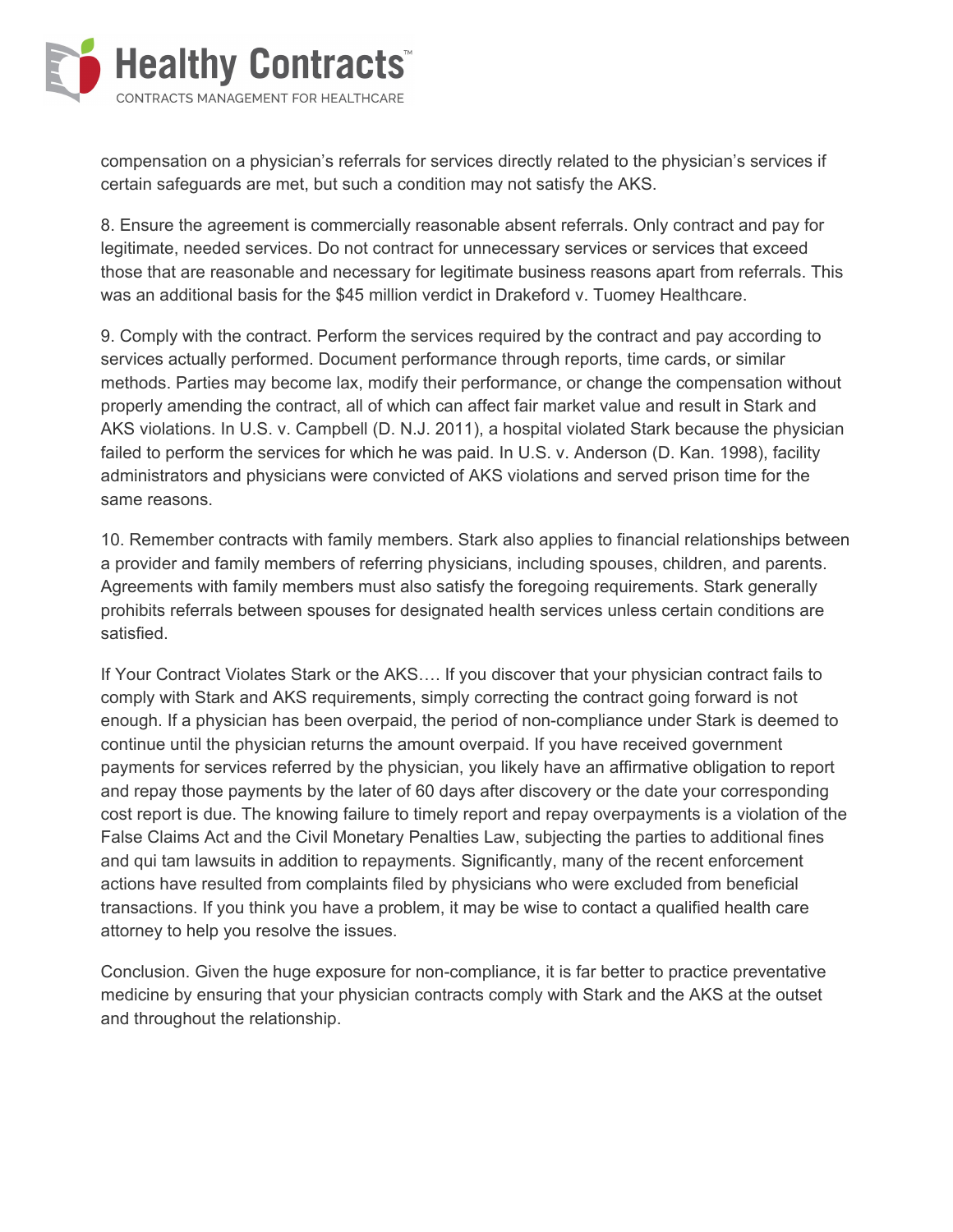compensation on a physician's referrals for services directly related to the physician's services if certain safeguards are met, but such a condition may not satisfy the AKS.

8. Ensure the agreement is commercially reasonable absent referrals. Only contract and pay for legitimate, needed services. Do not contract for unnecessary services or services that exceed those that are reasonable and necessary for legitimate business reasons apart from referrals. This was an additional basis for the $45 million verdict in Drakeford v. Tuomey Healthcare.

9. Comply with the contract. Perform the services required by the contract and pay according to services actually performed. Document performance through reports, time cards, or similar methods. Parties may become lax, modify their performance, or change the compensation without properly amending the contract, all of which can affect fair market value and result in Stark and AKS violations. In U.S. v. Campbell (D. N.J. 2011), a hospital violated Stark because the physician failed to perform the services for which he was paid. In U.S. v. Anderson (D. Kan. 1998), facility administrators and physicians were convicted of AKS violations and served prison time for the same reasons.

10. Remember contracts with family members. Stark also applies to financial relationships between a provider and family members of referring physicians, including spouses, children, and parents. Agreements with family members must also satisfy the foregoing requirements. Stark generally prohibits referrals between spouses for designated health services unless certain conditions are satisfied.

If Your Contract Violates Stark or the AKS…. If you discover that your physician contract fails to comply with Stark and AKS requirements, simply correcting the contract going forward is not enough. If a physician has been overpaid, the period of non-compliance under Stark is deemed to continue until the physician returns the amount overpaid. If you have received government payments for services referred by the physician, you likely have an affirmative obligation to report and repay those payments by the later of 60 days after discovery or the date your corresponding cost report is due. The knowing failure to timely report and repay overpayments is a violation of the False Claims Act and the Civil Monetary Penalties Law, subjecting the parties to additional fines and qui tam lawsuits in addition to repayments. Significantly, many of the recent enforcement actions have resulted from complaints filed by physicians who were excluded from beneficial transactions. If you think you have a problem, it may be wise to contact a qualified health care attorney to help you resolve the issues.

Conclusion. Given the huge exposure for non-compliance, it is far better to practice preventative medicine by ensuring that your physician contracts comply with Stark and the AKS at the outset and throughout the relationship.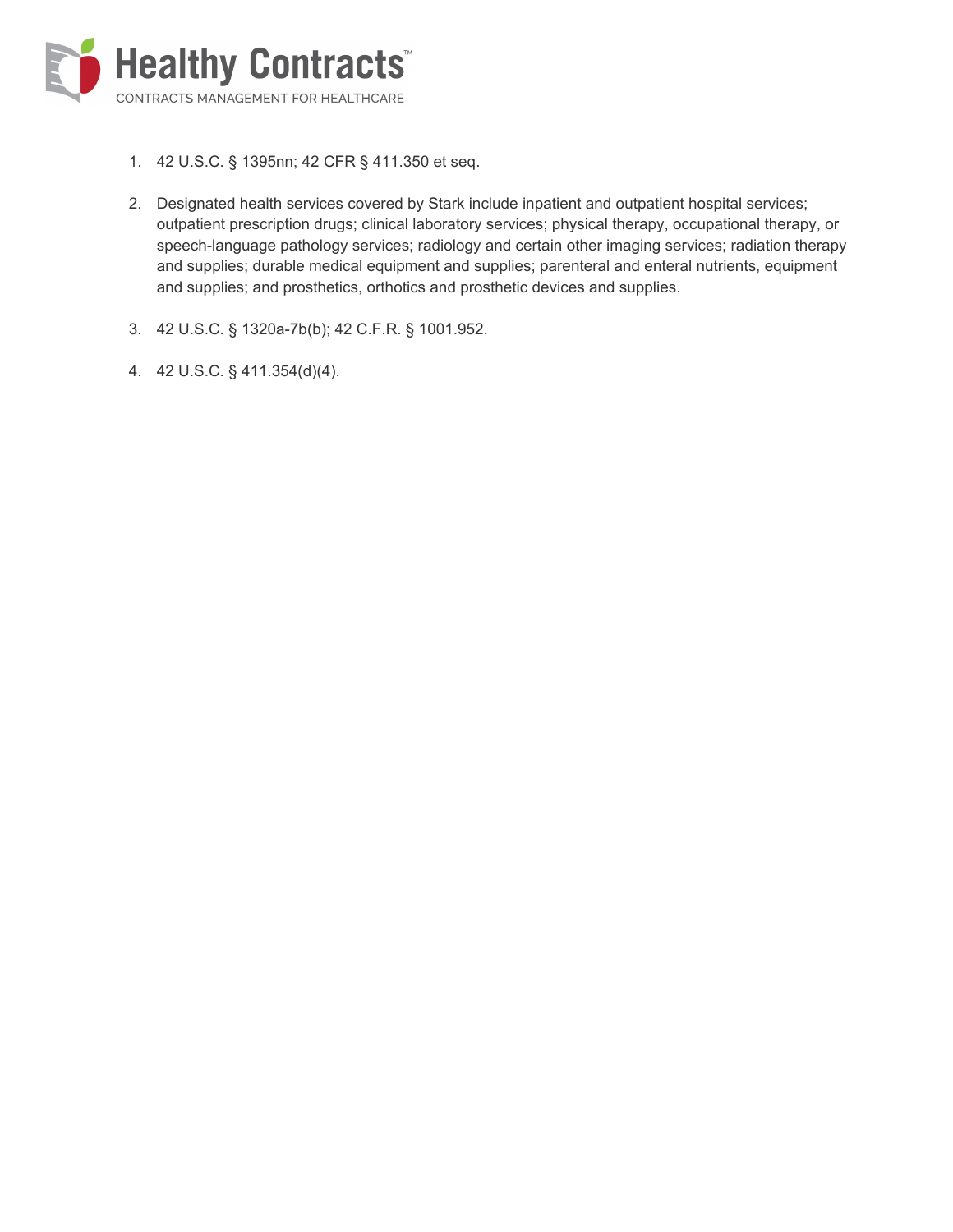1. 42 U.S.C. § 1395nn; 42 CFR § 411.350 et seq.

2. Designated health services covered by Stark include inpatient and outpatient hospital services; outpatient prescription drugs; clinical laboratory services; physical therapy, occupational therapy, or speech-language pathology services; radiology and certain other imaging services; radiation therapy and supplies; durable medical equipment and supplies; parenteral and enteral nutrients, equipment and supplies; and prosthetics, orthotics and prosthetic devices and supplies.

3. 42 U.S.C. § 1320a-7b(b); 42 C.F.R. § 1001.952.

4. 42 U.S.C. § 411.354(d)(4).